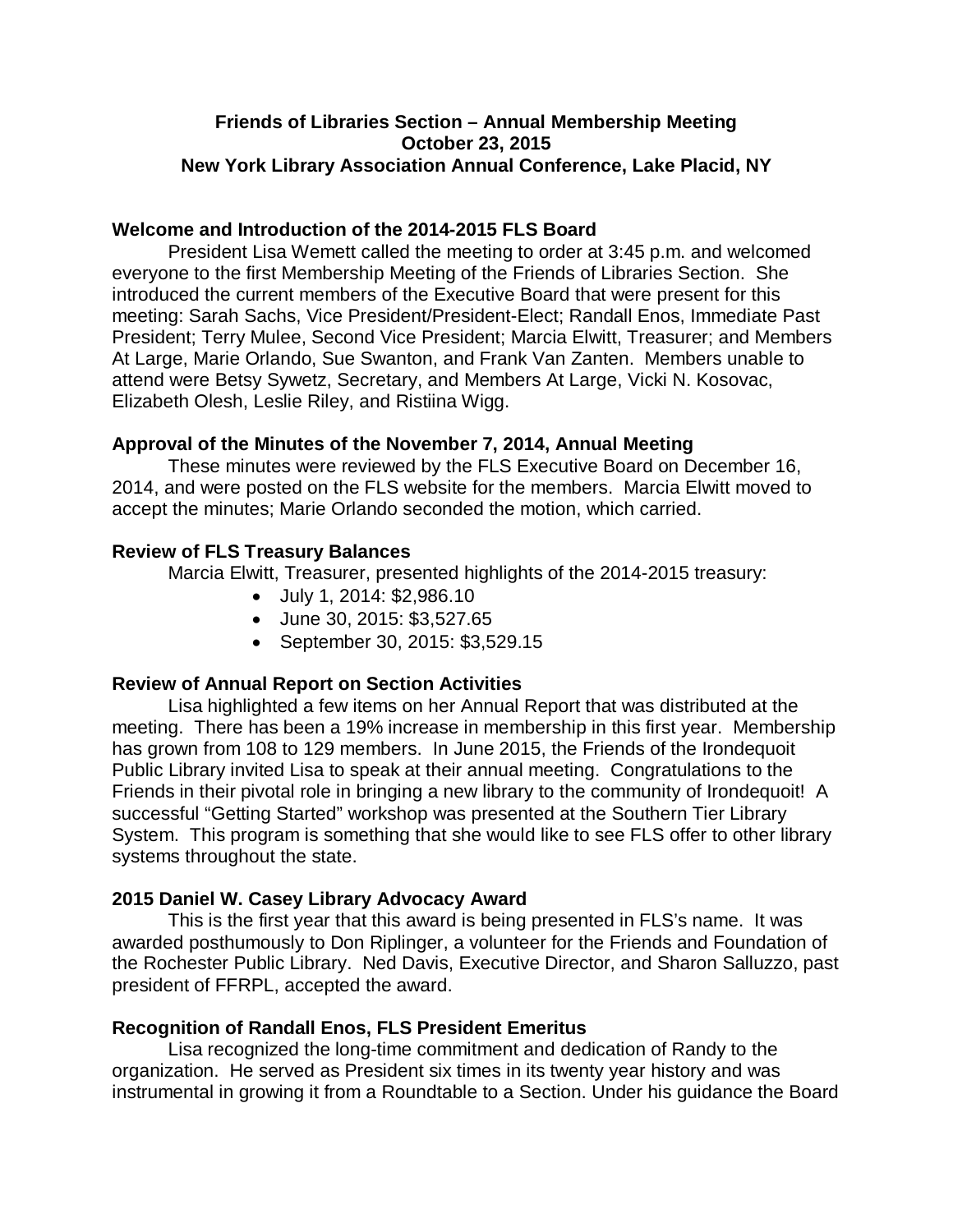**Friends of Libraries Section – Annual Membership Meeting**
**October 23, 2015**
**New York Library Association Annual Conference, Lake Placid, NY**

## Welcome and Introduction of the 2014-2015 FLS Board

President Lisa Wemett called the meeting to order at 3:45 p.m. and welcomed everyone to the first Membership Meeting of the Friends of Libraries Section. She introduced the current members of the Executive Board that were present for this meeting: Sarah Sachs, Vice President/President-Elect; Randall Enos, Immediate Past President; Terry Mulee, Second Vice President; Marcia Elwitt, Treasurer; and Members At Large, Marie Orlando, Sue Swanton, and Frank Van Zanten. Members unable to attend were Betsy Sywetz, Secretary, and Members At Large, Vicki N. Kosovac, Elizabeth Olesh, Leslie Riley, and Ristiina Wigg.

## Approval of the Minutes of the November 7, 2014, Annual Meeting

These minutes were reviewed by the FLS Executive Board on December 16, 2014, and were posted on the FLS website for the members. Marcia Elwitt moved to accept the minutes; Marie Orlando seconded the motion, which carried.

## Review of FLS Treasury Balances

Marcia Elwitt, Treasurer, presented highlights of the 2014-2015 treasury:

- July 1, 2014: $2,986.10
- June 30, 2015: $3,527.65
- September 30, 2015: $3,529.15

## Review of Annual Report on Section Activities

Lisa highlighted a few items on her Annual Report that was distributed at the meeting. There has been a 19% increase in membership in this first year. Membership has grown from 108 to 129 members. In June 2015, the Friends of the Irondequoit Public Library invited Lisa to speak at their annual meeting. Congratulations to the Friends in their pivotal role in bringing a new library to the community of Irondequoit! A successful "Getting Started" workshop was presented at the Southern Tier Library System. This program is something that she would like to see FLS offer to other library systems throughout the state.

## 2015 Daniel W. Casey Library Advocacy Award

This is the first year that this award is being presented in FLS's name. It was awarded posthumously to Don Riplinger, a volunteer for the Friends and Foundation of the Rochester Public Library. Ned Davis, Executive Director, and Sharon Salluzzo, past president of FFRPL, accepted the award.

## Recognition of Randall Enos, FLS President Emeritus

Lisa recognized the long-time commitment and dedication of Randy to the organization. He served as President six times in its twenty year history and was instrumental in growing it from a Roundtable to a Section. Under his guidance the Board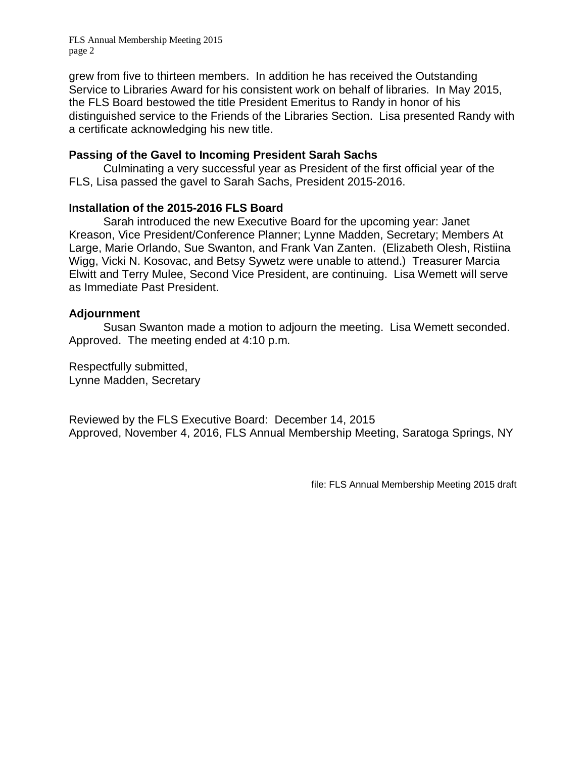grew from five to thirteen members. In addition he has received the Outstanding Service to Libraries Award for his consistent work on behalf of libraries. In May 2015, the FLS Board bestowed the title President Emeritus to Randy in honor of his distinguished service to the Friends of the Libraries Section. Lisa presented Randy with a certificate acknowledging his new title.

**Passing of the Gavel to Incoming President Sarah Sachs**

Culminating a very successful year as President of the first official year of the FLS, Lisa passed the gavel to Sarah Sachs, President 2015-2016.

**Installation of the 2015-2016 FLS Board**

Sarah introduced the new Executive Board for the upcoming year: Janet Kreason, Vice President/Conference Planner; Lynne Madden, Secretary; Members At Large, Marie Orlando, Sue Swanton, and Frank Van Zanten. (Elizabeth Olesh, Ristiina Wigg, Vicki N. Kosovac, and Betsy Sywetz were unable to attend.) Treasurer Marcia Elwitt and Terry Mulee, Second Vice President, are continuing. Lisa Wemett will serve as Immediate Past President.

**Adjournment**

Susan Swanton made a motion to adjourn the meeting. Lisa Wemett seconded. Approved. The meeting ended at 4:10 p.m.

Respectfully submitted,
Lynne Madden, Secretary

Reviewed by the FLS Executive Board: December 14, 2015
Approved, November 4, 2016, FLS Annual Membership Meeting, Saratoga Springs, NY

file: FLS Annual Membership Meeting 2015 draft